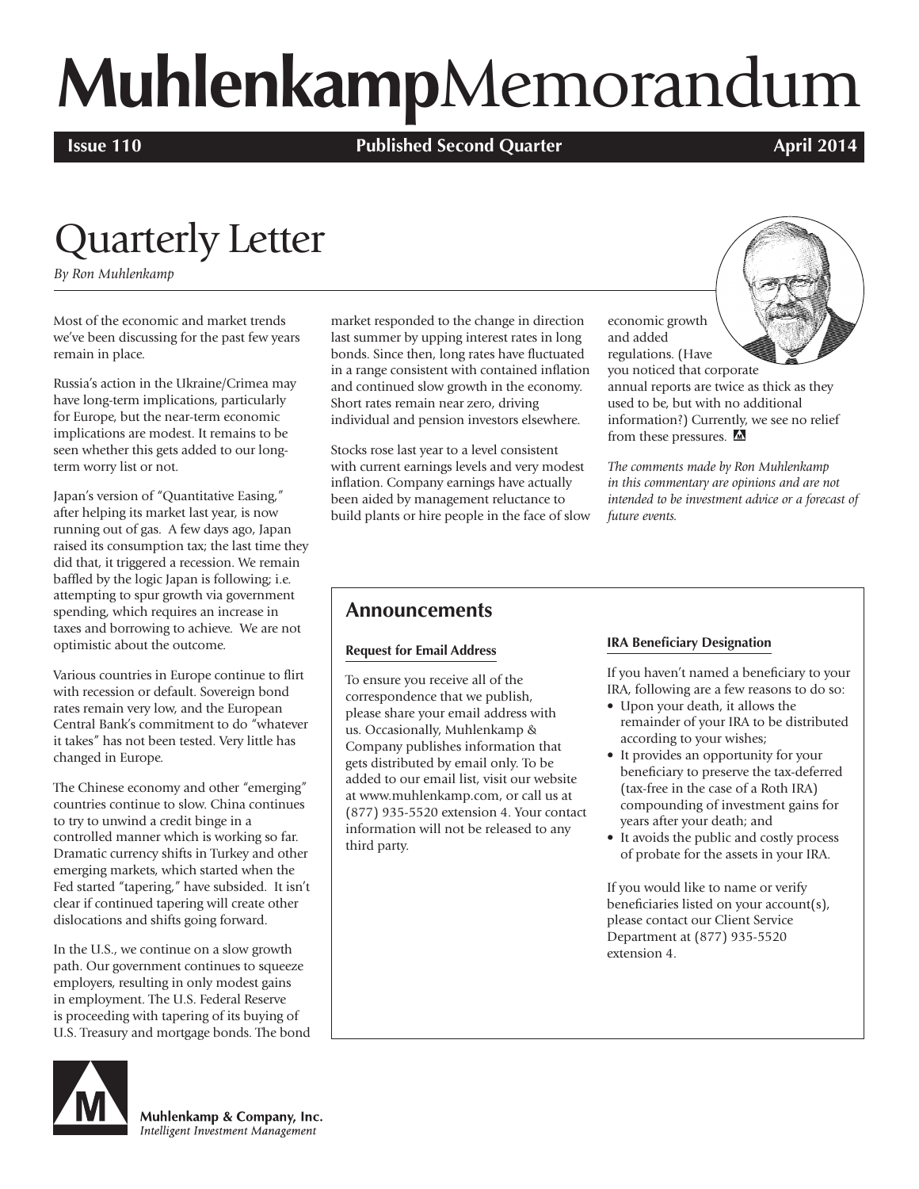# MuhlenkampMemorandum

**Issue 110** **Published Second Quarter** **April 2014**

## Quarterly Letter

*By Ron Muhlenkamp*

Most of the economic and market trends we've been discussing for the past few years remain in place.

Russia's action in the Ukraine/Crimea may have long-term implications, particularly for Europe, but the near-term economic implications are modest. It remains to be seen whether this gets added to our long-term worry list or not.

Japan's version of "Quantitative Easing," after helping its market last year, is now running out of gas. A few days ago, Japan raised its consumption tax; the last time they did that, it triggered a recession. We remain baffled by the logic Japan is following; i.e. attempting to spur growth via government spending, which requires an increase in taxes and borrowing to achieve. We are not optimistic about the outcome.

Various countries in Europe continue to flirt with recession or default. Sovereign bond rates remain very low, and the European Central Bank's commitment to do "whatever it takes" has not been tested. Very little has changed in Europe.

The Chinese economy and other "emerging" countries continue to slow. China continues to try to unwind a credit binge in a controlled manner which is working so far. Dramatic currency shifts in Turkey and other emerging markets, which started when the Fed started "tapering," have subsided. It isn't clear if continued tapering will create other dislocations and shifts going forward.

In the U.S., we continue on a slow growth path. Our government continues to squeeze employers, resulting in only modest gains in employment. The U.S. Federal Reserve is proceeding with tapering of its buying of U.S. Treasury and mortgage bonds. The bond market responded to the change in direction last summer by upping interest rates in long bonds. Since then, long rates have fluctuated in a range consistent with contained inflation and continued slow growth in the economy. Short rates remain near zero, driving individual and pension investors elsewhere.

Stocks rose last year to a level consistent with current earnings levels and very modest inflation. Company earnings have actually been aided by management reluctance to build plants or hire people in the face of slow economic growth and added regulations. (Have you noticed that corporate annual reports are twice as thick as they used to be, but with no additional information?) Currently, we see no relief from these pressures.

*The comments made by Ron Muhlenkamp in this commentary are opinions and are not intended to be investment advice or a forecast of future events.*

## Announcements

### Request for Email Address

To ensure you receive all of the correspondence that we publish, please share your email address with us. Occasionally, Muhlenkamp & Company publishes information that gets distributed by email only. To be added to our email list, visit our website at www.muhlenkamp.com, or call us at (877) 935-5520 extension 4. Your contact information will not be released to any third party.

### IRA Beneficiary Designation

If you haven't named a beneficiary to your IRA, following are a few reasons to do so:

- Upon your death, it allows the remainder of your IRA to be distributed according to your wishes;
- It provides an opportunity for your beneficiary to preserve the tax-deferred (tax-free in the case of a Roth IRA) compounding of investment gains for years after your death; and
- It avoids the public and costly process of probate for the assets in your IRA.

If you would like to name or verify beneficiaries listed on your account(s), please contact our Client Service Department at (877) 935-5520 extension 4.

Muhlenkamp & Company, Inc.
*Intelligent Investment Management*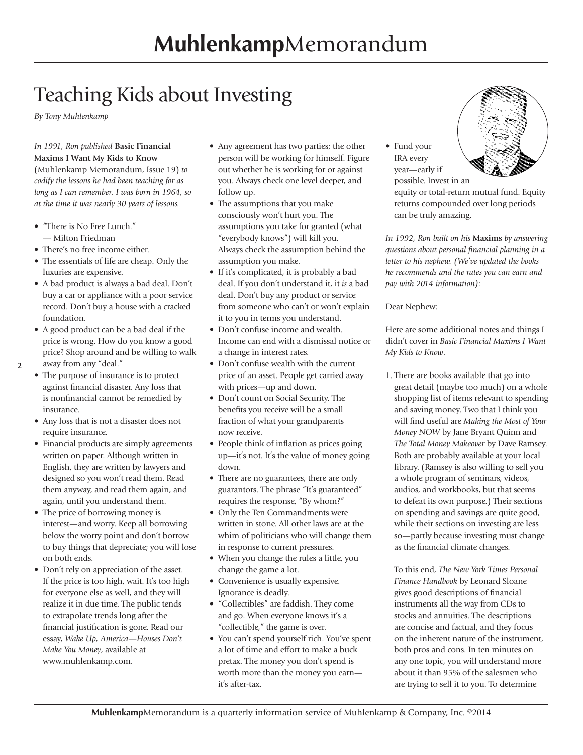# Teaching Kids about Investing

*By Tony Muhlenkamp*

*In 1991, Ron published* **Basic Financial Maxims I Want My Kids to Know** (Muhlenkamp Memorandum, Issue 19) *to codify the lessons he had been teaching for as long as I can remember. I was born in 1964, so at the time it was nearly 30 years of lessons.*

- "There is No Free Lunch." — Milton Friedman
- There's no free income either.
- The essentials of life are cheap. Only the luxuries are expensive.
- A bad product is always a bad deal. Don't buy a car or appliance with a poor service record. Don't buy a house with a cracked foundation.
- A good product can be a bad deal if the price is wrong. How do you know a good price? Shop around and be willing to walk away from any "deal."
- The purpose of insurance is to protect against financial disaster. Any loss that is nonfinancial cannot be remedied by insurance.
- Any loss that is not a disaster does not require insurance.
- Financial products are simply agreements written on paper. Although written in English, they are written by lawyers and designed so you won't read them. Read them anyway, and read them again, and again, until you understand them.
- The price of borrowing money is interest—and worry. Keep all borrowing below the worry point and don't borrow to buy things that depreciate; you will lose on both ends.
- Don't rely on appreciation of the asset. If the price is too high, wait. It's too high for everyone else as well, and they will realize it in due time. The public tends to extrapolate trends long after the financial justification is gone. Read our essay, *Wake Up, America—Houses Don't Make You Money*, available at www.muhlenkamp.com.
- Any agreement has two parties; the other person will be working for himself. Figure out whether he is working for or against you. Always check one level deeper, and follow up.
- The assumptions that you make consciously won't hurt you. The assumptions you take for granted (what "everybody knows") will kill you. Always check the assumption behind the assumption you make.
- If it's complicated, it is probably a bad deal. If you don't understand it, it *is* a bad deal. Don't buy any product or service from someone who can't or won't explain it to you in terms you understand.
- Don't confuse income and wealth. Income can end with a dismissal notice or a change in interest rates.
- Don't confuse wealth with the current price of an asset. People get carried away with prices—up and down.
- Don't count on Social Security. The benefits you receive will be a small fraction of what your grandparents now receive.
- People think of inflation as prices going up—it's not. It's the value of money going down.
- There are no guarantees, there are only guarantors. The phrase "It's guaranteed" requires the response, "By whom?"
- Only the Ten Commandments were written in stone. All other laws are at the whim of politicians who will change them in response to current pressures.
- When you change the rules a little, you change the game a lot.
- Convenience is usually expensive. Ignorance is deadly.
- "Collectibles" are faddish. They come and go. When everyone knows it's a "collectible," the game is over.
- You can't spend yourself rich. You've spent a lot of time and effort to make a buck pretax. The money you don't spend is worth more than the money you earn—it's after-tax.
- Fund your IRA every year—early if possible. Invest in an equity or total-return mutual fund. Equity returns compounded over long periods can be truly amazing.

*In 1992, Ron built on his* **Maxims** *by answering questions about personal financial planning in a letter to his nephew. (We've updated the books he recommends and the rates you can earn and pay with 2014 information):*

Dear Nephew:

Here are some additional notes and things I didn't cover in *Basic Financial Maxims I Want My Kids to Know*.

1. There are books available that go into great detail (maybe too much) on a whole shopping list of items relevant to spending and saving money. Two that I think you will find useful are *Making the Most of Your Money NOW* by Jane Bryant Quinn and *The Total Money Makeover* by Dave Ramsey. Both are probably available at your local library. (Ramsey is also willing to sell you a whole program of seminars, videos, audios, and workbooks, but that seems to defeat its own purpose.) Their sections on spending and savings are quite good, while their sections on investing are less so—partly because investing must change as the financial climate changes.

   To this end, *The New York Times Personal Finance Handbook* by Leonard Sloane gives good descriptions of financial instruments all the way from CDs to stocks and annuities. The descriptions are concise and factual, and they focus on the inherent nature of the instrument, both pros and cons. In ten minutes on any one topic, you will understand more about it than 95% of the salesmen who are trying to sell it to you. To determine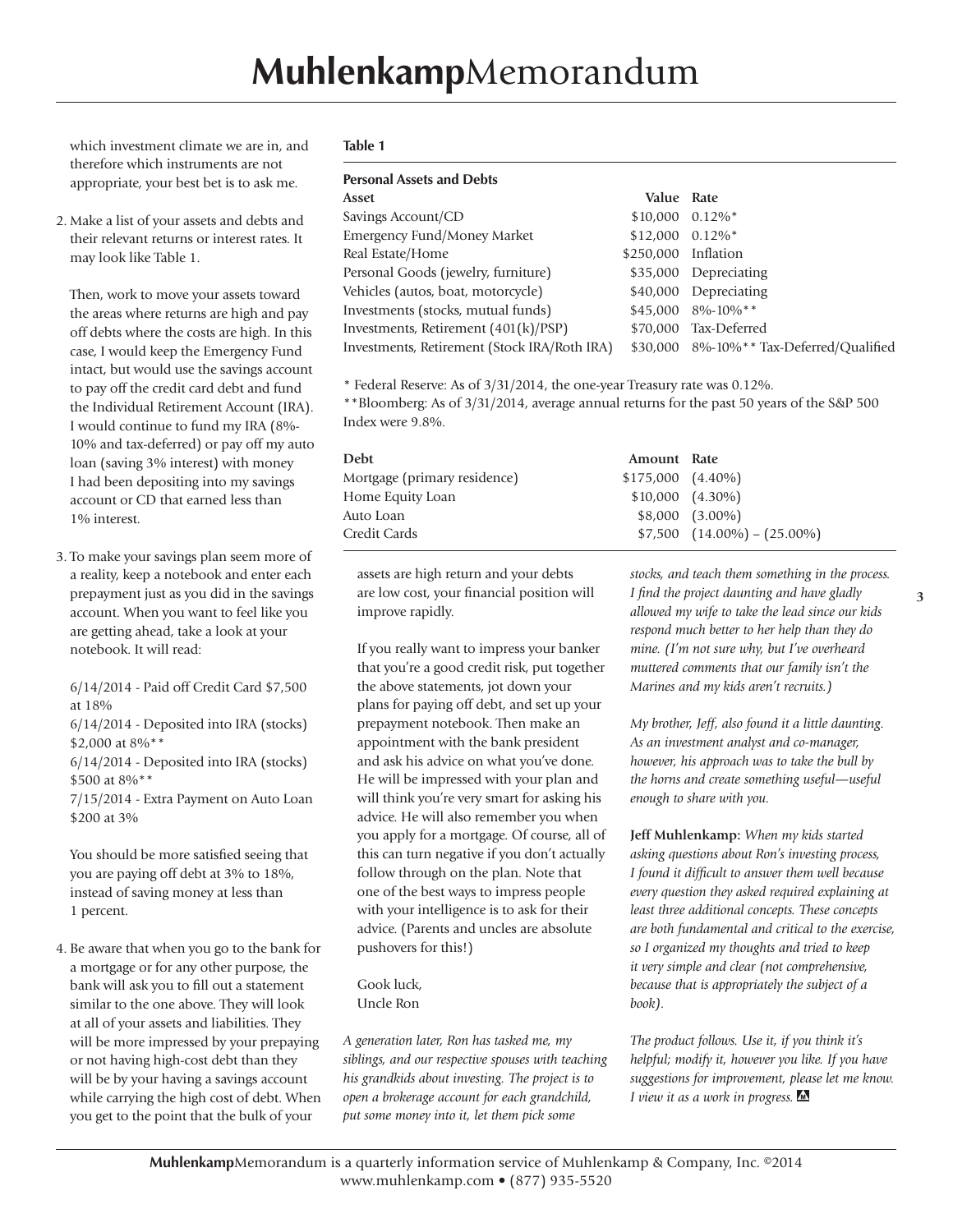which investment climate we are in, and therefore which instruments are not appropriate, your best bet is to ask me.

2. Make a list of your assets and debts and their relevant returns or interest rates. It may look like Table 1.

   Then, work to move your assets toward the areas where returns are high and pay off debts where the costs are high. In this case, I would keep the Emergency Fund intact, but would use the savings account to pay off the credit card debt and fund the Individual Retirement Account (IRA). I would continue to fund my IRA (8%-10% and tax-deferred) or pay off my auto loan (saving 3% interest) with money I had been depositing into my savings account or CD that earned less than 1% interest.

3. To make your savings plan seem more of a reality, keep a notebook and enter each prepayment just as you did in the savings account. When you want to feel like you are getting ahead, take a look at your notebook. It will read:

   6/14/2014 - Paid off Credit Card $7,500 at 18%
   6/14/2014 - Deposited into IRA (stocks) $2,000 at 8%**
   6/14/2014 - Deposited into IRA (stocks) $500 at 8%**
   7/15/2014 - Extra Payment on Auto Loan $200 at 3%

   You should be more satisfied seeing that you are paying off debt at 3% to 18%, instead of saving money at less than 1 percent.

4. Be aware that when you go to the bank for a mortgage or for any other purpose, the bank will ask you to fill out a statement similar to the one above. They will look at all of your assets and liabilities. They will be more impressed by your prepaying or not having high-cost debt than they will be by your having a savings account while carrying the high cost of debt. When you get to the point that the bulk of your assets are high return and your debts are low cost, your financial position will improve rapidly.

**Table 1**

**Personal Assets and Debts**

| Asset | Value | Rate |
|---|---|---|
| Savings Account/CD | $10,000 | 0.12%* |
| Emergency Fund/Money Market | $12,000 | 0.12%* |
| Real Estate/Home | $250,000 | Inflation |
| Personal Goods (jewelry, furniture) | $35,000 | Depreciating |
| Vehicles (autos, boat, motorcycle) | $40,000 | Depreciating |
| Investments (stocks, mutual funds) | $45,000 | 8%-10%** |
| Investments, Retirement (401(k)/PSP) | $70,000 | Tax-Deferred |
| Investments, Retirement (Stock IRA/Roth IRA) | $30,000 | 8%-10%** Tax-Deferred/Qualified |

\* Federal Reserve: As of 3/31/2014, the one-year Treasury rate was 0.12%.
\*\*Bloomberg: As of 3/31/2014, average annual returns for the past 50 years of the S&P 500 Index were 9.8%.

| Debt | Amount | Rate |
|---|---|---|
| Mortgage (primary residence) | $175,000 | (4.40%) |
| Home Equity Loan | $10,000 | (4.30%) |
| Auto Loan | $8,000 | (3.00%) |
| Credit Cards | $7,500 | (14.00%) – (25.00%) |

If you really want to impress your banker that you're a good credit risk, put together the above statements, jot down your plans for paying off debt, and set up your prepayment notebook. Then make an appointment with the bank president and ask his advice on what you've done. He will be impressed with your plan and will think you're very smart for asking his advice. He will also remember you when you apply for a mortgage. Of course, all of this can turn negative if you don't actually follow through on the plan. Note that one of the best ways to impress people with your intelligence is to ask for their advice. (Parents and uncles are absolute pushovers for this!)

Gook luck,
Uncle Ron

*A generation later, Ron has tasked me, my siblings, and our respective spouses with teaching his grandkids about investing. The project is to open a brokerage account for each grandchild, put some money into it, let them pick some stocks, and teach them something in the process. I find the project daunting and have gladly allowed my wife to take the lead since our kids respond much better to her help than they do mine. (I'm not sure why, but I've overheard muttered comments that our family isn't the Marines and my kids aren't recruits.)*

*My brother, Jeff, also found it a little daunting. As an investment analyst and co-manager, however, his approach was to take the bull by the horns and create something useful—useful enough to share with you.*

**Jeff Muhlenkamp:** *When my kids started asking questions about Ron's investing process, I found it difficult to answer them well because every question they asked required explaining at least three additional concepts. These concepts are both fundamental and critical to the exercise, so I organized my thoughts and tried to keep it very simple and clear (not comprehensive, because that is appropriately the subject of a book).*

*The product follows. Use it, if you think it's helpful; modify it, however you like. If you have suggestions for improvement, please let me know. I view it as a work in progress.*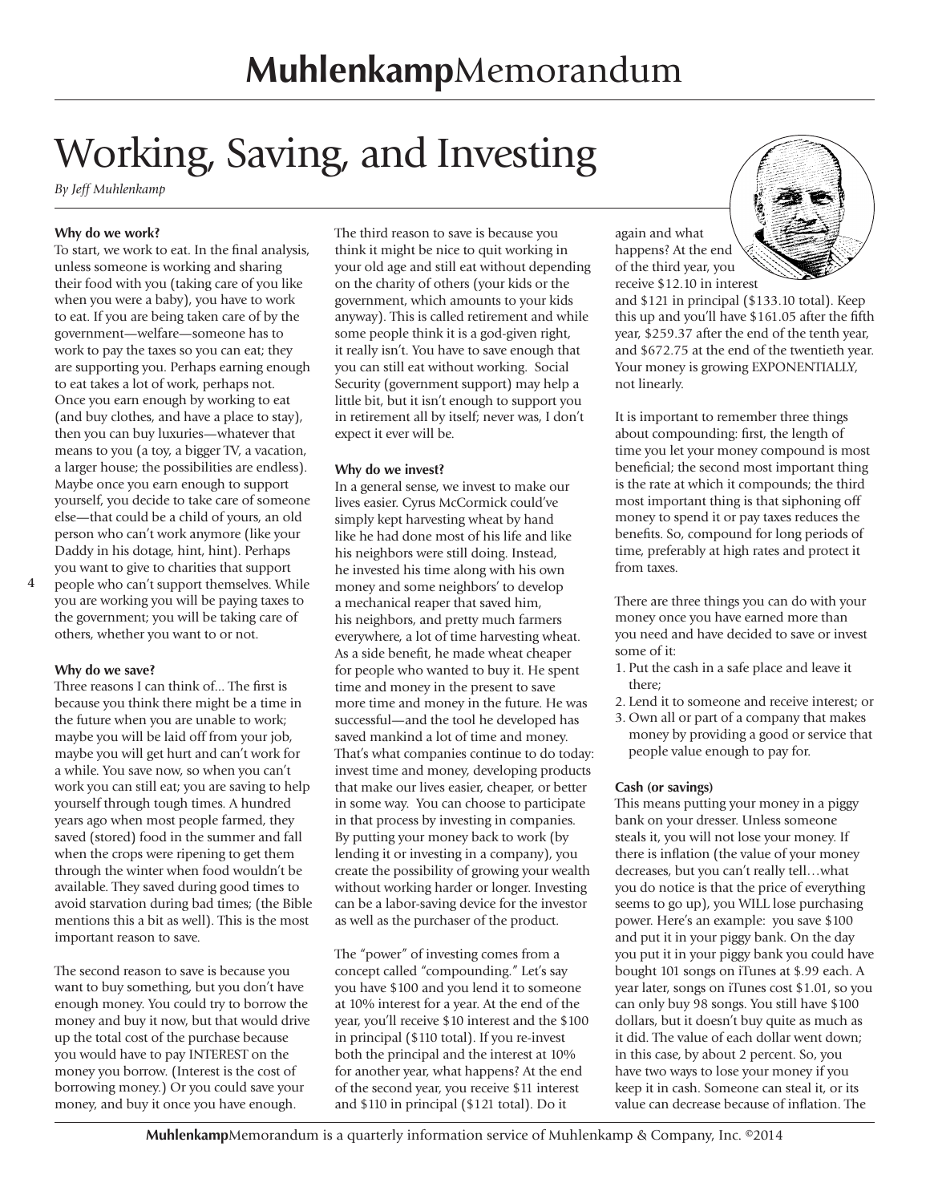# Working, Saving, and Investing

*By Jeff Muhlenkamp*

**Why do we work?**

To start, we work to eat. In the final analysis, unless someone is working and sharing their food with you (taking care of you like when you were a baby), you have to work to eat. If you are being taken care of by the government—welfare—someone has to work to pay the taxes so you can eat; they are supporting you. Perhaps earning enough to eat takes a lot of work, perhaps not. Once you earn enough by working to eat (and buy clothes, and have a place to stay), then you can buy luxuries—whatever that means to you (a toy, a bigger TV, a vacation, a larger house; the possibilities are endless). Maybe once you earn enough to support yourself, you decide to take care of someone else—that could be a child of yours, an old person who can't work anymore (like your Daddy in his dotage, hint, hint). Perhaps you want to give to charities that support people who can't support themselves. While you are working you will be paying taxes to the government; you will be taking care of others, whether you want to or not.

**Why do we save?**

Three reasons I can think of... The first is because you think there might be a time in the future when you are unable to work; maybe you will be laid off from your job, maybe you will get hurt and can't work for a while. You save now, so when you can't work you can still eat; you are saving to help yourself through tough times. A hundred years ago when most people farmed, they saved (stored) food in the summer and fall when the crops were ripening to get them through the winter when food wouldn't be available. They saved during good times to avoid starvation during bad times; (the Bible mentions this a bit as well). This is the most important reason to save.

The second reason to save is because you want to buy something, but you don't have enough money. You could try to borrow the money and buy it now, but that would drive up the total cost of the purchase because you would have to pay INTEREST on the money you borrow. (Interest is the cost of borrowing money.) Or you could save your money, and buy it once you have enough.

The third reason to save is because you think it might be nice to quit working in your old age and still eat without depending on the charity of others (your kids or the government, which amounts to your kids anyway). This is called retirement and while some people think it is a god-given right, it really isn't. You have to save enough that you can still eat without working. Social Security (government support) may help a little bit, but it isn't enough to support you in retirement all by itself; never was, I don't expect it ever will be.

**Why do we invest?**

In a general sense, we invest to make our lives easier. Cyrus McCormick could've simply kept harvesting wheat by hand like he had done most of his life and like his neighbors were still doing. Instead, he invested his time along with his own money and some neighbors' to develop a mechanical reaper that saved him, his neighbors, and pretty much farmers everywhere, a lot of time harvesting wheat. As a side benefit, he made wheat cheaper for people who wanted to buy it. He spent time and money in the present to save more time and money in the future. He was successful—and the tool he developed has saved mankind a lot of time and money. That's what companies continue to do today: invest time and money, developing products that make our lives easier, cheaper, or better in some way. You can choose to participate in that process by investing in companies. By putting your money back to work (by lending it or investing in a company), you create the possibility of growing your wealth without working harder or longer. Investing can be a labor-saving device for the investor as well as the purchaser of the product.

The "power" of investing comes from a concept called "compounding." Let's say you have $100 and you lend it to someone at 10% interest for a year. At the end of the year, you'll receive $10 interest and the $100 in principal ($110 total). If you re-invest both the principal and the interest at 10% for another year, what happens? At the end of the second year, you receive $11 interest and $110 in principal ($121 total). Do it again and what happens? At the end of the third year, you receive $12.10 in interest and $121 in principal ($133.10 total). Keep this up and you'll have $161.05 after the fifth year, $259.37 after the end of the tenth year, and $672.75 at the end of the twentieth year. Your money is growing EXPONENTIALLY, not linearly.

It is important to remember three things about compounding: first, the length of time you let your money compound is most beneficial; the second most important thing is the rate at which it compounds; the third most important thing is that siphoning off money to spend it or pay taxes reduces the benefits. So, compound for long periods of time, preferably at high rates and protect it from taxes.

There are three things you can do with your money once you have earned more than you need and have decided to save or invest some of it:

1. Put the cash in a safe place and leave it there;
2. Lend it to someone and receive interest; or
3. Own all or part of a company that makes money by providing a good or service that people value enough to pay for.

**Cash (or savings)**

This means putting your money in a piggy bank on your dresser. Unless someone steals it, you will not lose your money. If there is inflation (the value of your money decreases, but you can't really tell…what you do notice is that the price of everything seems to go up), you WILL lose purchasing power. Here's an example: you save $100 and put it in your piggy bank. On the day you put it in your piggy bank you could have bought 101 songs on iTunes at $.99 each. A year later, songs on iTunes cost $1.01, so you can only buy 98 songs. You still have $100 dollars, but it doesn't buy quite as much as it did. The value of each dollar went down; in this case, by about 2 percent. So, you have two ways to lose your money if you keep it in cash. Someone can steal it, or its value can decrease because of inflation. The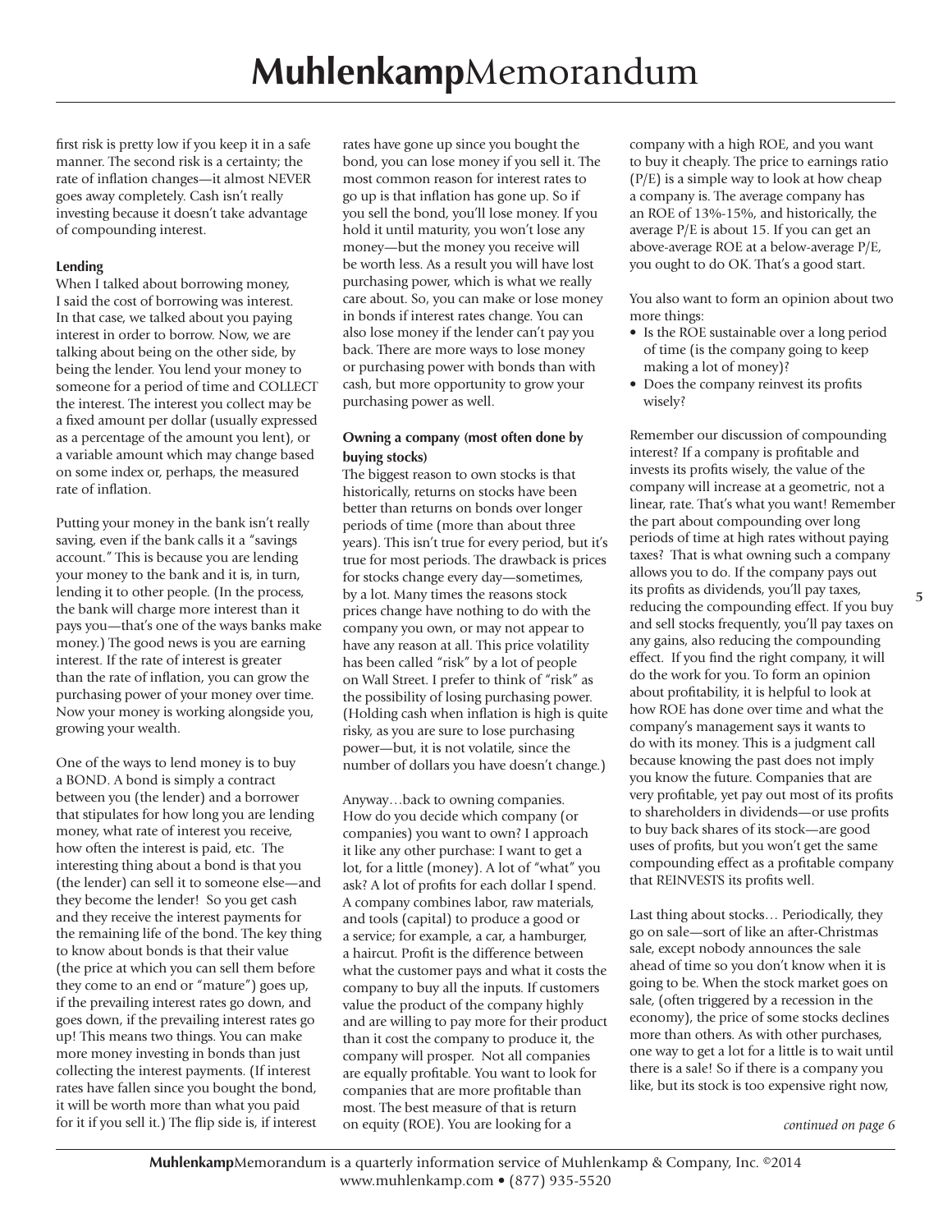first risk is pretty low if you keep it in a safe manner. The second risk is a certainty; the rate of inflation changes—it almost NEVER goes away completely. Cash isn't really investing because it doesn't take advantage of compounding interest.

**Lending**

When I talked about borrowing money, I said the cost of borrowing was interest. In that case, we talked about you paying interest in order to borrow. Now, we are talking about being on the other side, by being the lender. You lend your money to someone for a period of time and COLLECT the interest. The interest you collect may be a fixed amount per dollar (usually expressed as a percentage of the amount you lent), or a variable amount which may change based on some index or, perhaps, the measured rate of inflation.

Putting your money in the bank isn't really saving, even if the bank calls it a "savings account." This is because you are lending your money to the bank and it is, in turn, lending it to other people. (In the process, the bank will charge more interest than it pays you—that's one of the ways banks make money.) The good news is you are earning interest. If the rate of interest is greater than the rate of inflation, you can grow the purchasing power of your money over time. Now your money is working alongside you, growing your wealth.

One of the ways to lend money is to buy a BOND. A bond is simply a contract between you (the lender) and a borrower that stipulates for how long you are lending money, what rate of interest you receive, how often the interest is paid, etc. The interesting thing about a bond is that you (the lender) can sell it to someone else—and they become the lender! So you get cash and they receive the interest payments for the remaining life of the bond. The key thing to know about bonds is that their value (the price at which you can sell them before they come to an end or "mature") goes up, if the prevailing interest rates go down, and goes down, if the prevailing interest rates go up! This means two things. You can make more money investing in bonds than just collecting the interest payments. (If interest rates have fallen since you bought the bond, it will be worth more than what you paid for it if you sell it.) The flip side is, if interest rates have gone up since you bought the bond, you can lose money if you sell it. The most common reason for interest rates to go up is that inflation has gone up. So if you sell the bond, you'll lose money. If you hold it until maturity, you won't lose any money—but the money you receive will be worth less. As a result you will have lost purchasing power, which is what we really care about. So, you can make or lose money in bonds if interest rates change. You can also lose money if the lender can't pay you back. There are more ways to lose money or purchasing power with bonds than with cash, but more opportunity to grow your purchasing power as well.

**Owning a company (most often done by buying stocks)**

The biggest reason to own stocks is that historically, returns on stocks have been better than returns on bonds over longer periods of time (more than about three years). This isn't true for every period, but it's true for most periods. The drawback is prices for stocks change every day—sometimes, by a lot. Many times the reasons stock prices change have nothing to do with the company you own, or may not appear to have any reason at all. This price volatility has been called "risk" by a lot of people on Wall Street. I prefer to think of "risk" as the possibility of losing purchasing power. (Holding cash when inflation is high is quite risky, as you are sure to lose purchasing power—but, it is not volatile, since the number of dollars you have doesn't change.)

Anyway…back to owning companies. How do you decide which company (or companies) you want to own? I approach it like any other purchase: I want to get a lot, for a little (money). A lot of "what" you ask? A lot of profits for each dollar I spend. A company combines labor, raw materials, and tools (capital) to produce a good or a service; for example, a car, a hamburger, a haircut. Profit is the difference between what the customer pays and what it costs the company to buy all the inputs. If customers value the product of the company highly and are willing to pay more for their product than it cost the company to produce it, the company will prosper. Not all companies are equally profitable. You want to look for companies that are more profitable than most. The best measure of that is return on equity (ROE). You are looking for a company with a high ROE, and you want to buy it cheaply. The price to earnings ratio (P/E) is a simple way to look at how cheap a company is. The average company has an ROE of 13%-15%, and historically, the average P/E is about 15. If you can get an above-average ROE at a below-average P/E, you ought to do OK. That's a good start.

You also want to form an opinion about two more things:

- Is the ROE sustainable over a long period of time (is the company going to keep making a lot of money)?
- Does the company reinvest its profits wisely?

Remember our discussion of compounding interest? If a company is profitable and invests its profits wisely, the value of the company will increase at a geometric, not a linear, rate. That's what you want! Remember the part about compounding over long periods of time at high rates without paying taxes? That is what owning such a company allows you to do. If the company pays out its profits as dividends, you'll pay taxes, reducing the compounding effect. If you buy and sell stocks frequently, you'll pay taxes on any gains, also reducing the compounding effect. If you find the right company, it will do the work for you. To form an opinion about profitability, it is helpful to look at how ROE has done over time and what the company's management says it wants to do with its money. This is a judgment call because knowing the past does not imply you know the future. Companies that are very profitable, yet pay out most of its profits to shareholders in dividends—or use profits to buy back shares of its stock—are good uses of profits, but you won't get the same compounding effect as a profitable company that REINVESTS its profits well.

Last thing about stocks… Periodically, they go on sale—sort of like an after-Christmas sale, except nobody announces the sale ahead of time so you don't know when it is going to be. When the stock market goes on sale, (often triggered by a recession in the economy), the price of some stocks declines more than others. As with other purchases, one way to get a lot for a little is to wait until there is a sale! So if there is a company you like, but its stock is too expensive right now,

*continued on page 6*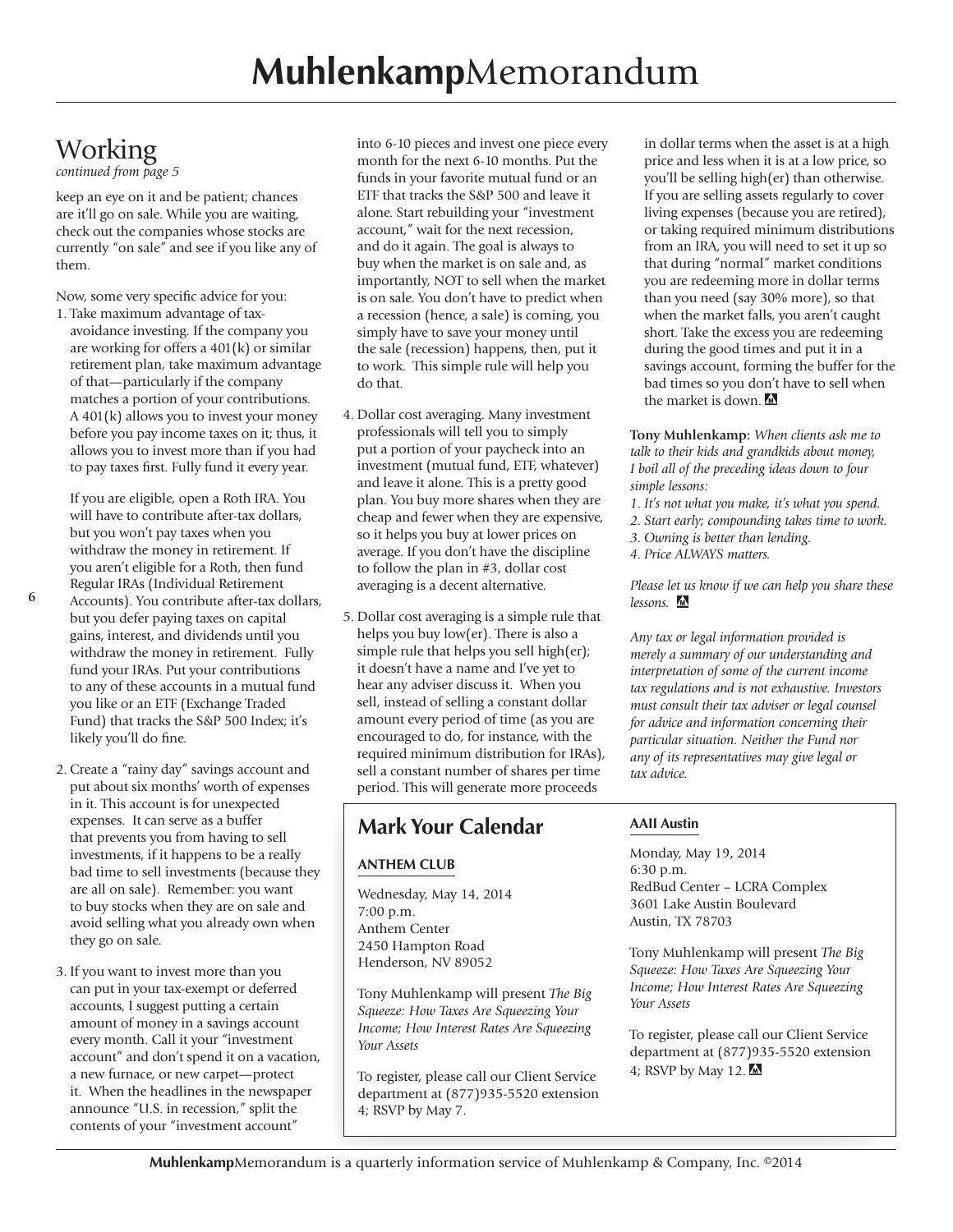## Working

*continued from page 5*

keep an eye on it and be patient; chances are it'll go on sale. While you are waiting, check out the companies whose stocks are currently "on sale" and see if you like any of them.

Now, some very specific advice for you:

1. Take maximum advantage of tax-avoidance investing. If the company you are working for offers a 401(k) or similar retirement plan, take maximum advantage of that—particularly if the company matches a portion of your contributions. A 401(k) allows you to invest your money before you pay income taxes on it; thus, it allows you to invest more than if you had to pay taxes first. Fully fund it every year.

   If you are eligible, open a Roth IRA. You will have to contribute after-tax dollars, but you won't pay taxes when you withdraw the money in retirement. If you aren't eligible for a Roth, then fund Regular IRAs (Individual Retirement Accounts). You contribute after-tax dollars, but you defer paying taxes on capital gains, interest, and dividends until you withdraw the money in retirement. Fully fund your IRAs. Put your contributions to any of these accounts in a mutual fund you like or an ETF (Exchange Traded Fund) that tracks the S&P 500 Index; it's likely you'll do fine.

2. Create a "rainy day" savings account and put about six months' worth of expenses in it. This account is for unexpected expenses. It can serve as a buffer that prevents you from having to sell investments, if it happens to be a really bad time to sell investments (because they are all on sale). Remember: you want to buy stocks when they are on sale and avoid selling what you already own when they go on sale.

3. If you want to invest more than you can put in your tax-exempt or deferred accounts, I suggest putting a certain amount of money in a savings account every month. Call it your "investment account" and don't spend it on a vacation, a new furnace, or new carpet—protect it. When the headlines in the newspaper announce "U.S. in recession," split the contents of your "investment account" into 6-10 pieces and invest one piece every month for the next 6-10 months. Put the funds in your favorite mutual fund or an ETF that tracks the S&P 500 and leave it alone. Start rebuilding your "investment account," wait for the next recession, and do it again. The goal is always to buy when the market is on sale and, as importantly, NOT to sell when the market is on sale. You don't have to predict when a recession (hence, a sale) is coming, you simply have to save your money until the sale (recession) happens, then, put it to work. This simple rule will help you do that.

4. Dollar cost averaging. Many investment professionals will tell you to simply put a portion of your paycheck into an investment (mutual fund, ETF, whatever) and leave it alone. This is a pretty good plan. You buy more shares when they are cheap and fewer when they are expensive, so it helps you buy at lower prices on average. If you don't have the discipline to follow the plan in #3, dollar cost averaging is a decent alternative.

5. Dollar cost averaging is a simple rule that helps you buy low(er). There is also a simple rule that helps you sell high(er); it doesn't have a name and I've yet to hear any adviser discuss it. When you sell, instead of selling a constant dollar amount every period of time (as you are encouraged to do, for instance, with the required minimum distribution for IRAs), sell a constant number of shares per time period. This will generate more proceeds in dollar terms when the asset is at a high price and less when it is at a low price, so you'll be selling high(er) than otherwise. If you are selling assets regularly to cover living expenses (because you are retired), or taking required minimum distributions from an IRA, you will need to set it up so that during "normal" market conditions you are redeeming more in dollar terms than you need (say 30% more), so that when the market falls, you aren't caught short. Take the excess you are redeeming during the good times and put it in a savings account, forming the buffer for the bad times so you don't have to sell when the market is down.

**Tony Muhlenkamp:** *When clients ask me to talk to their kids and grandkids about money, I boil all of the preceding ideas down to four simple lessons:*

*1. It's not what you make, it's what you spend.*
*2. Start early; compounding takes time to work.*
*3. Owning is better than lending.*
*4. Price ALWAYS matters.*

*Please let us know if we can help you share these lessons.*

*Any tax or legal information provided is merely a summary of our understanding and interpretation of some of the current income tax regulations and is not exhaustive. Investors must consult their tax adviser or legal counsel for advice and information concerning their particular situation. Neither the Fund nor any of its representatives may give legal or tax advice.*

## Mark Your Calendar

### ANTHEM CLUB

Wednesday, May 14, 2014
7:00 p.m.
Anthem Center
2450 Hampton Road
Henderson, NV 89052

Tony Muhlenkamp will present *The Big Squeeze: How Taxes Are Squeezing Your Income; How Interest Rates Are Squeezing Your Assets*

To register, please call our Client Service department at (877)935-5520 extension 4; RSVP by May 7.

### AAII Austin

Monday, May 19, 2014
6:30 p.m.
RedBud Center – LCRA Complex
3601 Lake Austin Boulevard
Austin, TX 78703

Tony Muhlenkamp will present *The Big Squeeze: How Taxes Are Squeezing Your Income; How Interest Rates Are Squeezing Your Assets*

To register, please call our Client Service department at (877)935-5520 extension 4; RSVP by May 12.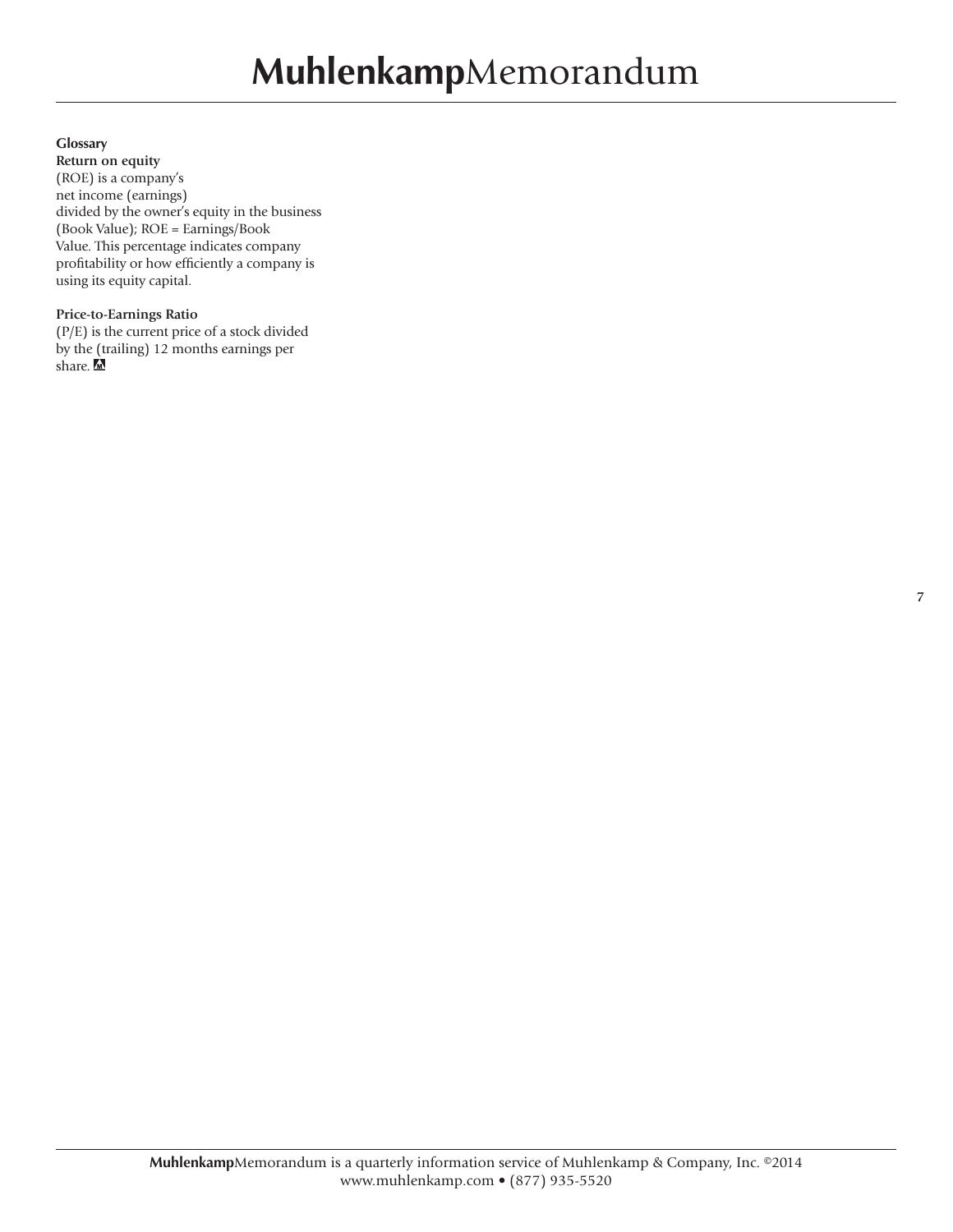**Glossary**

**Return on equity**

(ROE) is a company's net income (earnings) divided by the owner's equity in the business (Book Value); ROE = Earnings/Book Value. This percentage indicates company profitability or how efficiently a company is using its equity capital.

**Price-to-Earnings Ratio**

(P/E) is the current price of a stock divided by the (trailing) 12 months earnings per share.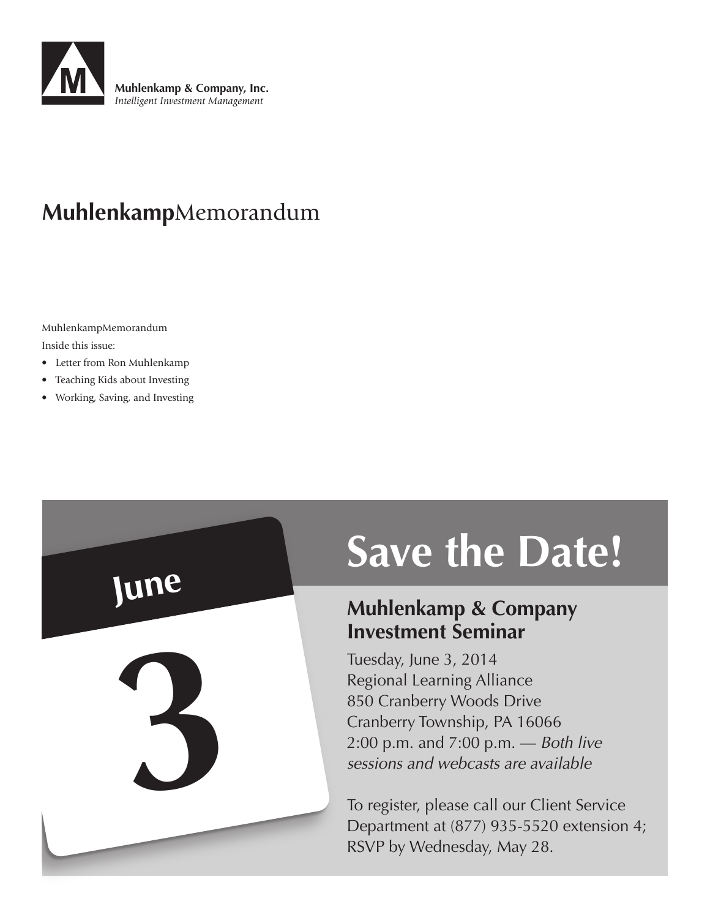**Muhlenkamp & Company, Inc.**
*Intelligent Investment Management*

# **Muhlenkamp**Memorandum

MuhlenkampMemorandum
Inside this issue:

- Letter from Ron Muhlenkamp
- Teaching Kids about Investing
- Working, Saving, and Investing

June
3

## Save the Date!

### Muhlenkamp & Company Investment Seminar

Tuesday, June 3, 2014
Regional Learning Alliance
850 Cranberry Woods Drive
Cranberry Township, PA 16066
2:00 p.m. and 7:00 p.m. — *Both live sessions and webcasts are available*

To register, please call our Client Service Department at (877) 935-5520 extension 4; RSVP by Wednesday, May 28.